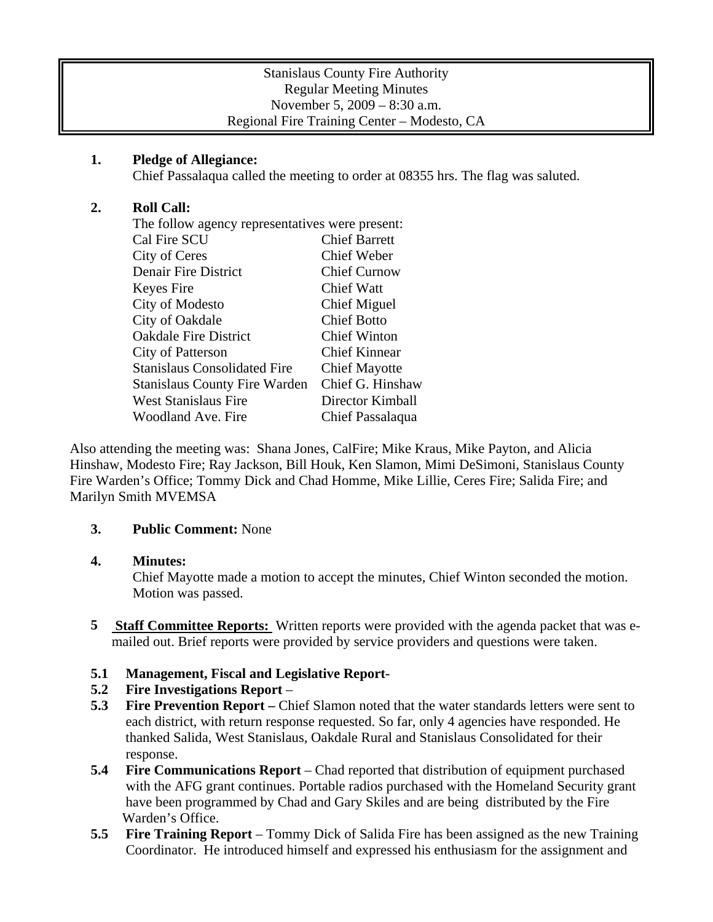Stanislaus County Fire Authority
Regular Meeting Minutes
November 5, 2009 – 8:30 a.m.
Regional Fire Training Center – Modesto, CA

**1. Pledge of Allegiance:**

Chief Passalaqua called the meeting to order at 08355 hrs. The flag was saluted.

**2. Roll Call:**

The follow agency representatives were present:

| | |
|---|---|
| Cal Fire SCU | Chief Barrett |
| City of Ceres | Chief Weber |
| Denair Fire District | Chief Curnow |
| Keyes Fire | Chief Watt |
| City of Modesto | Chief Miguel |
| City of Oakdale | Chief Botto |
| Oakdale Fire District | Chief Winton |
| City of Patterson | Chief Kinnear |
| Stanislaus Consolidated Fire | Chief Mayotte |
| Stanislaus County Fire Warden | Chief G. Hinshaw |
| West Stanislaus Fire | Director Kimball |
| Woodland Ave. Fire | Chief Passalaqua |

Also attending the meeting was: Shana Jones, CalFire; Mike Kraus, Mike Payton, and Alicia Hinshaw, Modesto Fire; Ray Jackson, Bill Houk, Ken Slamon, Mimi DeSimoni, Stanislaus County Fire Warden's Office; Tommy Dick and Chad Homme, Mike Lillie, Ceres Fire; Salida Fire; and Marilyn Smith MVEMSA

**3. Public Comment:** None

**4. Minutes:**

Chief Mayotte made a motion to accept the minutes, Chief Winton seconded the motion. Motion was passed.

**5** **Staff Committee Reports:** Written reports were provided with the agenda packet that was e-mailed out. Brief reports were provided by service providers and questions were taken.

**5.1 Management, Fiscal and Legislative Report-**

**5.2 Fire Investigations Report** –

**5.3 Fire Prevention Report –** Chief Slamon noted that the water standards letters were sent to each district, with return response requested. So far, only 4 agencies have responded. He thanked Salida, West Stanislaus, Oakdale Rural and Stanislaus Consolidated for their response.

**5.4 Fire Communications Report** – Chad reported that distribution of equipment purchased with the AFG grant continues. Portable radios purchased with the Homeland Security grant have been programmed by Chad and Gary Skiles and are being distributed by the Fire Warden's Office.

**5.5 Fire Training Report** – Tommy Dick of Salida Fire has been assigned as the new Training Coordinator. He introduced himself and expressed his enthusiasm for the assignment and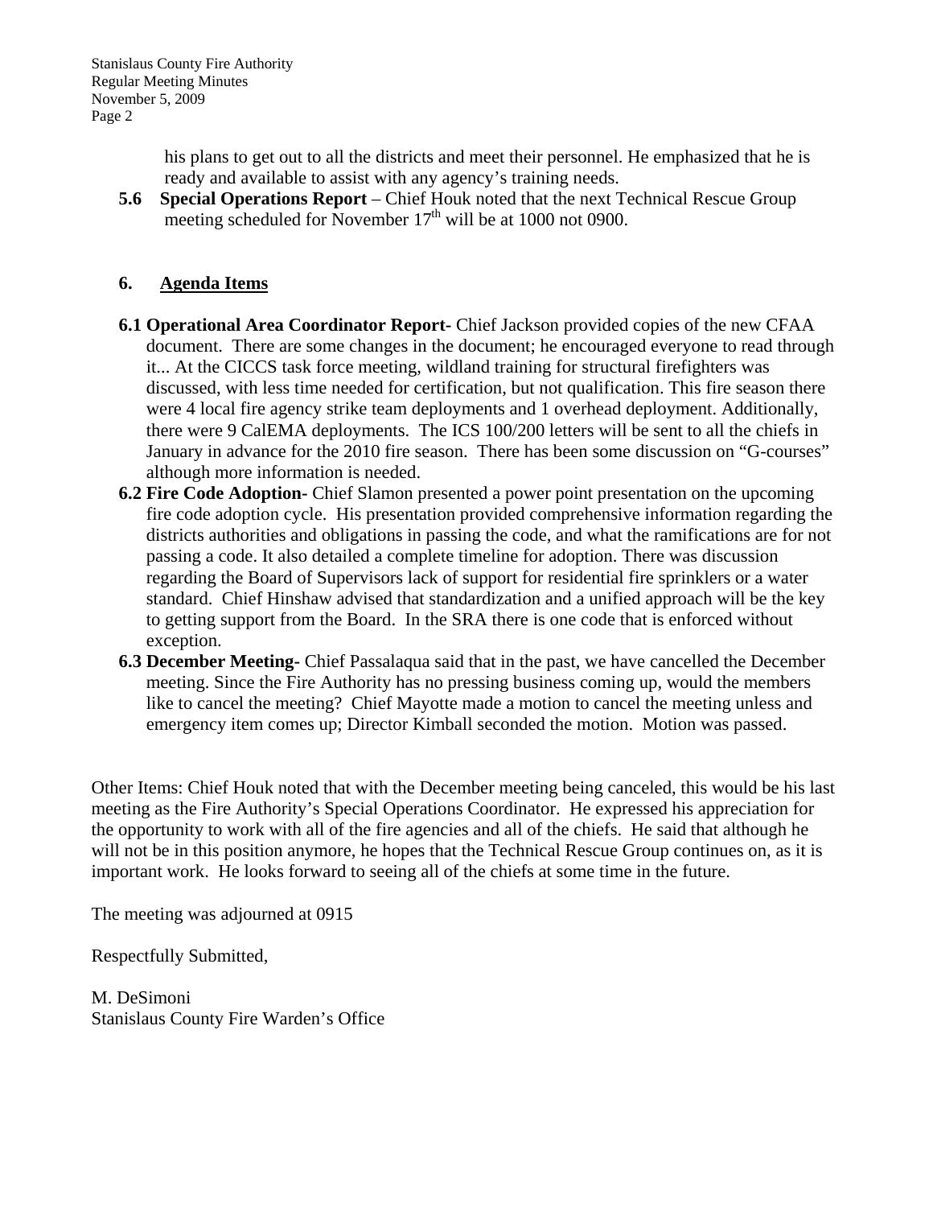his plans to get out to all the districts and meet their personnel. He emphasized that he is ready and available to assist with any agency's training needs.

**5.6 Special Operations Report** – Chief Houk noted that the next Technical Rescue Group meeting scheduled for November 17th will be at 1000 not 0900.

## 6. Agenda Items

**6.1 Operational Area Coordinator Report-** Chief Jackson provided copies of the new CFAA document. There are some changes in the document; he encouraged everyone to read through it... At the CICCS task force meeting, wildland training for structural firefighters was discussed, with less time needed for certification, but not qualification. This fire season there were 4 local fire agency strike team deployments and 1 overhead deployment. Additionally, there were 9 CalEMA deployments. The ICS 100/200 letters will be sent to all the chiefs in January in advance for the 2010 fire season. There has been some discussion on "G-courses" although more information is needed.

**6.2 Fire Code Adoption-** Chief Slamon presented a power point presentation on the upcoming fire code adoption cycle. His presentation provided comprehensive information regarding the districts authorities and obligations in passing the code, and what the ramifications are for not passing a code. It also detailed a complete timeline for adoption. There was discussion regarding the Board of Supervisors lack of support for residential fire sprinklers or a water standard. Chief Hinshaw advised that standardization and a unified approach will be the key to getting support from the Board. In the SRA there is one code that is enforced without exception.

**6.3 December Meeting-** Chief Passalaqua said that in the past, we have cancelled the December meeting. Since the Fire Authority has no pressing business coming up, would the members like to cancel the meeting? Chief Mayotte made a motion to cancel the meeting unless and emergency item comes up; Director Kimball seconded the motion. Motion was passed.

Other Items: Chief Houk noted that with the December meeting being canceled, this would be his last meeting as the Fire Authority's Special Operations Coordinator. He expressed his appreciation for the opportunity to work with all of the fire agencies and all of the chiefs. He said that although he will not be in this position anymore, he hopes that the Technical Rescue Group continues on, as it is important work. He looks forward to seeing all of the chiefs at some time in the future.

The meeting was adjourned at 0915

Respectfully Submitted,

M. DeSimoni
Stanislaus County Fire Warden's Office